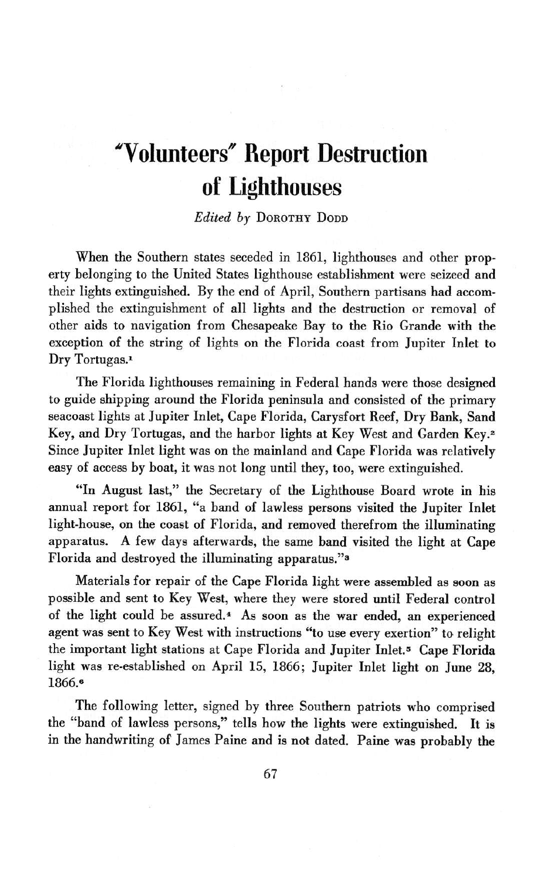# "Volunteers" Report Destruction of Lighthouses

*Edited by* Dorothy Dodd

When the Southern states seceded in 1861, lighthouses and other property belonging to the United States lighthouse establishment were seizeed and their lights extinguished. By the end of April, Southern partisans had accomplished the extinguishment of all lights and the destruction or removal of other aids to navigation from Chesapeake Bay to the Rio Grande with the exception of the string of lights on the Florida coast from Jupiter Inlet to Dry Tortugas.[1]

The Florida lighthouses remaining in Federal hands were those designed to guide shipping around the Florida peninsula and consisted of the primary seacoast lights at Jupiter Inlet, Cape Florida, Carysfort Reef, Dry Bank, Sand Key, and Dry Tortugas, and the harbor lights at Key West and Garden Key.[2] Since Jupiter Inlet light was on the mainland and Cape Florida was relatively easy of access by boat, it was not long until they, too, were extinguished.

"In August last," the Secretary of the Lighthouse Board wrote in his annual report for 1861, "a band of lawless persons visited the Jupiter Inlet light-house, on the coast of Florida, and removed therefrom the illuminating apparatus. A few days afterwards, the same band visited the light at Cape Florida and destroyed the illuminating apparatus."[3]

Materials for repair of the Cape Florida light were assembled as soon as possible and sent to Key West, where they were stored until Federal control of the light could be assured.[4] As soon as the war ended, an experienced agent was sent to Key West with instructions "to use every exertion" to relight the important light stations at Cape Florida and Jupiter Inlet.[5] Cape Florida light was re-established on April 15, 1866; Jupiter Inlet light on June 28, 1866.[6]

The following letter, signed by three Southern patriots who comprised the "band of lawless persons," tells how the lights were extinguished. It is in the handwriting of James Paine and is not dated. Paine was probably the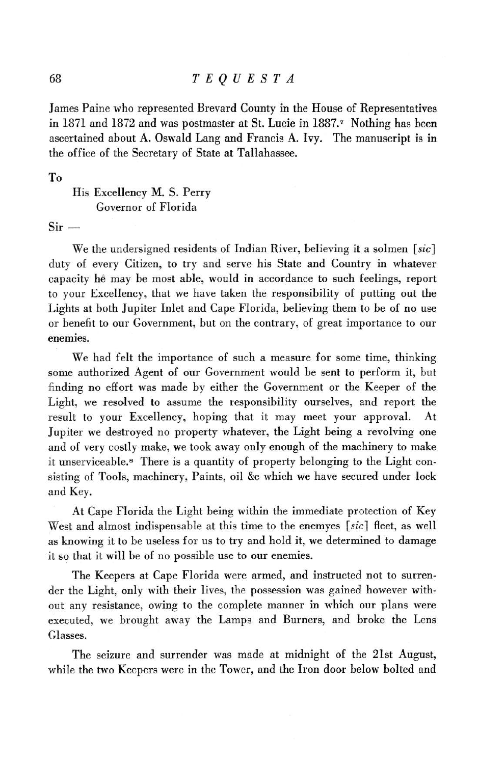James Paine who represented Brevard County in the House of Representatives in 1871 and 1872 and was postmaster at St. Lucie in 1887.[7] Nothing has been ascertained about A. Oswald Lang and Francis A. Ivy. The manuscript is in the office of the Secretary of State at Tallahassee.

To

His Excellency M. S. Perry
Governor of Florida

Sir —

We the undersigned residents of Indian River, believing it a solmen [*sic*] duty of every Citizen, to try and serve his State and Country in whatever capacity he may be most able, would in accordance to such feelings, report to your Excellency, that we have taken the responsibility of putting out the Lights at both Jupiter Inlet and Cape Florida, believing them to be of no use or benefit to our Government, but on the contrary, of great importance to our enemies.

We had felt the importance of such a measure for some time, thinking some authorized Agent of our Government would be sent to perform it, but finding no effort was made by either the Government or the Keeper of the Light, we resolved to assume the responsibility ourselves, and report the result to your Excellency, hoping that it may meet your approval. At Jupiter we destroyed no property whatever, the Light being a revolving one and of very costly make, we took away only enough of the machinery to make it unserviceable.[8] There is a quantity of property belonging to the Light consisting of Tools, machinery, Paints, oil &c which we have secured under lock and Key.

At Cape Florida the Light being within the immediate protection of Key West and almost indispensable at this time to the enemyes [*sic*] fleet, as well as knowing it to be useless for us to try and hold it, we determined to damage it so that it will be of no possible use to our enemies.

The Keepers at Cape Florida were armed, and instructed not to surrender the Light, only with their lives, the possession was gained however without any resistance, owing to the complete manner in which our plans were executed, we brought away the Lamps and Burners, and broke the Lens Glasses.

The seizure and surrender was made at midnight of the 21st August, while the two Keepers were in the Tower, and the Iron door below bolted and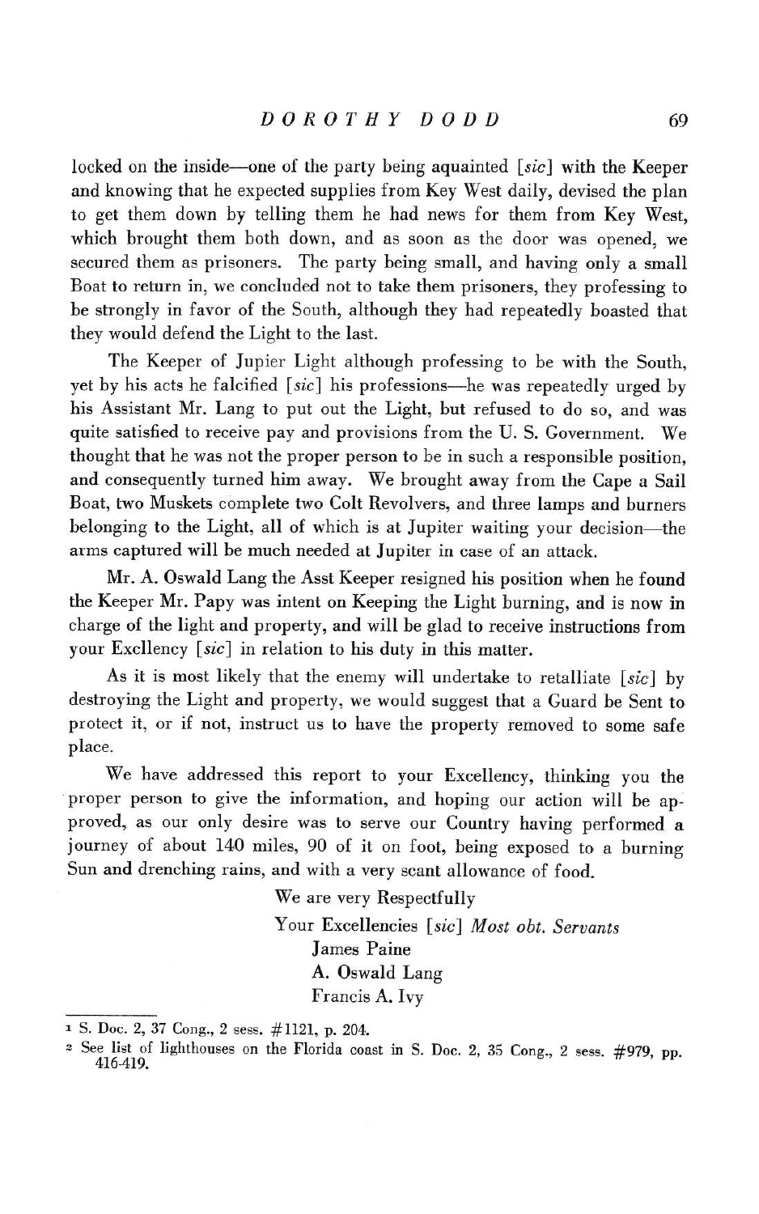locked on the inside—one of the party being aquainted [*sic*] with the Keeper and knowing that he expected supplies from Key West daily, devised the plan to get them down by telling them he had news for them from Key West, which brought them both down, and as soon as the door was opened, we secured them as prisoners. The party being small, and having only a small Boat to return in, we concluded not to take them prisoners, they professing to be strongly in favor of the South, although they had repeatedly boasted that they would defend the Light to the last.

The Keeper of Jupier Light although professing to be with the South, yet by his acts he falcified [*sic*] his professions—he was repeatedly urged by his Assistant Mr. Lang to put out the Light, but refused to do so, and was quite satisfied to receive pay and provisions from the U. S. Government. We thought that he was not the proper person to be in such a responsible position, and consequently turned him away. We brought away from the Cape a Sail Boat, two Muskets complete two Colt Revolvers, and three lamps and burners belonging to the Light, all of which is at Jupiter waiting your decision—the arms captured will be much needed at Jupiter in case of an attack.

Mr. A. Oswald Lang the Asst Keeper resigned his position when he found the Keeper Mr. Papy was intent on Keeping the Light burning, and is now in charge of the light and property, and will be glad to receive instructions from your Excllency [*sic*] in relation to his duty in this matter.

As it is most likely that the enemy will undertake to retalliate [*sic*] by destroying the Light and property, we would suggest that a Guard be Sent to protect it, or if not, instruct us to have the property removed to some safe place.

We have addressed this report to your Excellency, thinking you the proper person to give the information, and hoping our action will be approved, as our only desire was to serve our Country having performed a journey of about 140 miles, 90 of it on foot, being exposed to a burning Sun and drenching rains, and with a very scant allowance of food.

We are very Respectfully

Your Excellencies [*sic*] *Most obt. Servants*

James Paine

A. Oswald Lang

Francis A. Ivy

---

[1] S. Doc. 2, 37 Cong., 2 sess. #1121, p. 204.

[2] See list of lighthouses on the Florida coast in S. Doc. 2, 35 Cong., 2 sess. #979, pp. 416-419.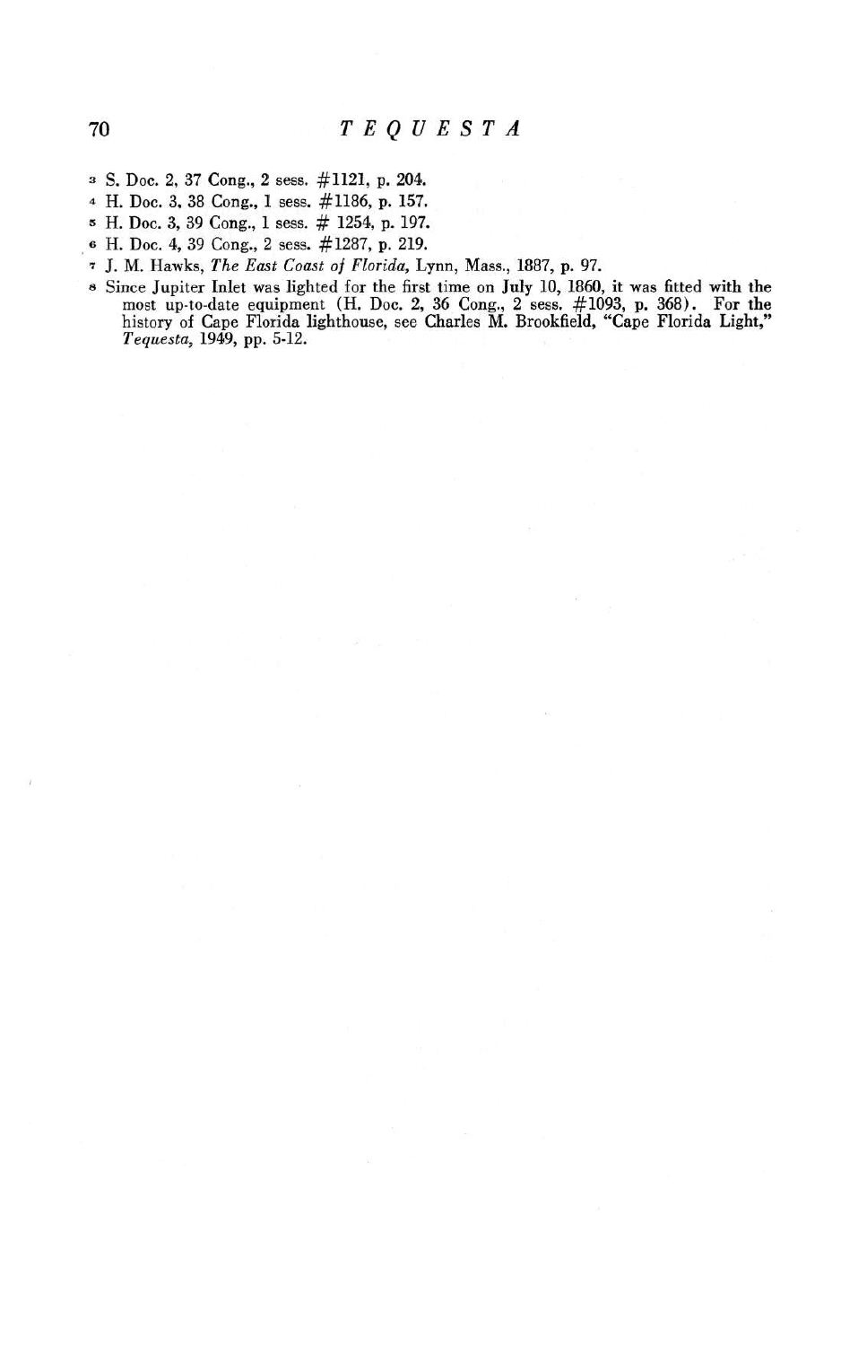[3] S. Doc. 2, 37 Cong., 2 sess. #1121, p. 204.

[4] H. Doc. 3, 38 Cong., 1 sess. #1186, p. 157.

[5] H. Doc. 3, 39 Cong., 1 sess. # 1254, p. 197.

[6] H. Doc. 4, 39 Cong., 2 sess. #1287, p. 219.

[7] J. M. Hawks, *The East Coast of Florida,* Lynn, Mass., 1887, p. 97.

[8] Since Jupiter Inlet was lighted for the first time on July 10, 1860, it was fitted with the most up-to-date equipment (H. Doc. 2, 36 Cong., 2 sess. #1093, p. 368). For the history of Cape Florida lighthouse, see Charles M. Brookfield, "Cape Florida Light," *Tequesta,* 1949, pp. 5-12.